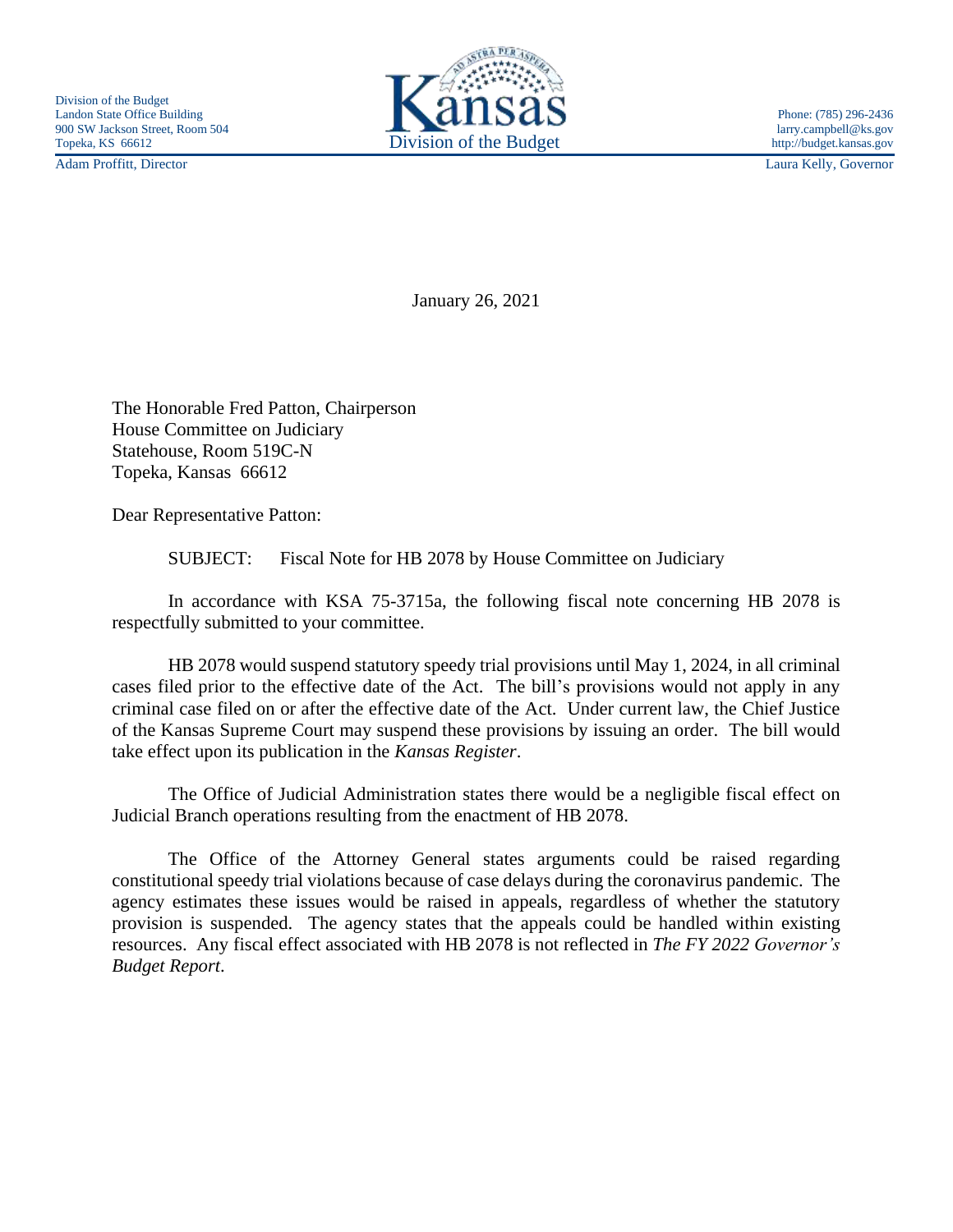Division of the Budget
Landon State Office Building
900 SW Jackson Street, Room 504
Topeka, KS 66612

Adam Proffitt, Director

Kansas
Division of the Budget

Phone: (785) 296-2436
larry.campbell@ks.gov
http://budget.kansas.gov

Laura Kelly, Governor

January 26, 2021

The Honorable Fred Patton, Chairperson
House Committee on Judiciary
Statehouse, Room 519C-N
Topeka, Kansas 66612

Dear Representative Patton:

SUBJECT: Fiscal Note for HB 2078 by House Committee on Judiciary

In accordance with KSA 75-3715a, the following fiscal note concerning HB 2078 is respectfully submitted to your committee.

HB 2078 would suspend statutory speedy trial provisions until May 1, 2024, in all criminal cases filed prior to the effective date of the Act. The bill's provisions would not apply in any criminal case filed on or after the effective date of the Act. Under current law, the Chief Justice of the Kansas Supreme Court may suspend these provisions by issuing an order. The bill would take effect upon its publication in the *Kansas Register*.

The Office of Judicial Administration states there would be a negligible fiscal effect on Judicial Branch operations resulting from the enactment of HB 2078.

The Office of the Attorney General states arguments could be raised regarding constitutional speedy trial violations because of case delays during the coronavirus pandemic. The agency estimates these issues would be raised in appeals, regardless of whether the statutory provision is suspended. The agency states that the appeals could be handled within existing resources. Any fiscal effect associated with HB 2078 is not reflected in *The FY 2022 Governor's Budget Report*.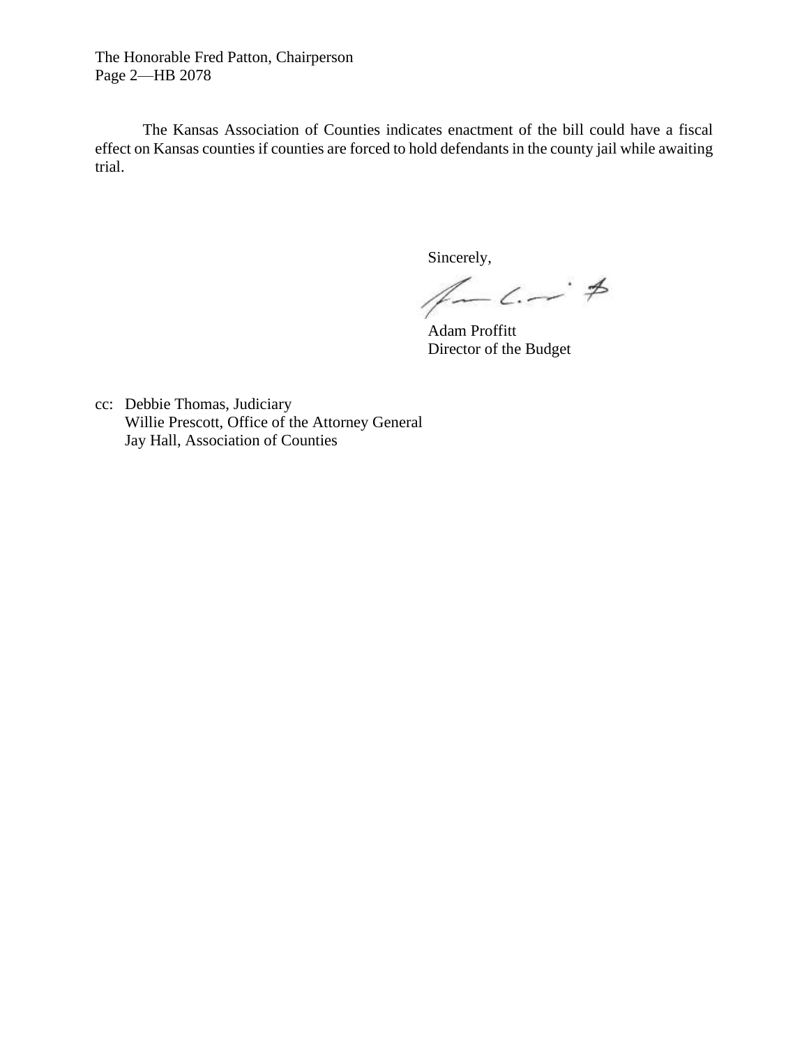The Kansas Association of Counties indicates enactment of the bill could have a fiscal effect on Kansas counties if counties are forced to hold defendants in the county jail while awaiting trial.

Sincerely,

Adam Proffitt
Director of the Budget

cc: Debbie Thomas, Judiciary
Willie Prescott, Office of the Attorney General
Jay Hall, Association of Counties